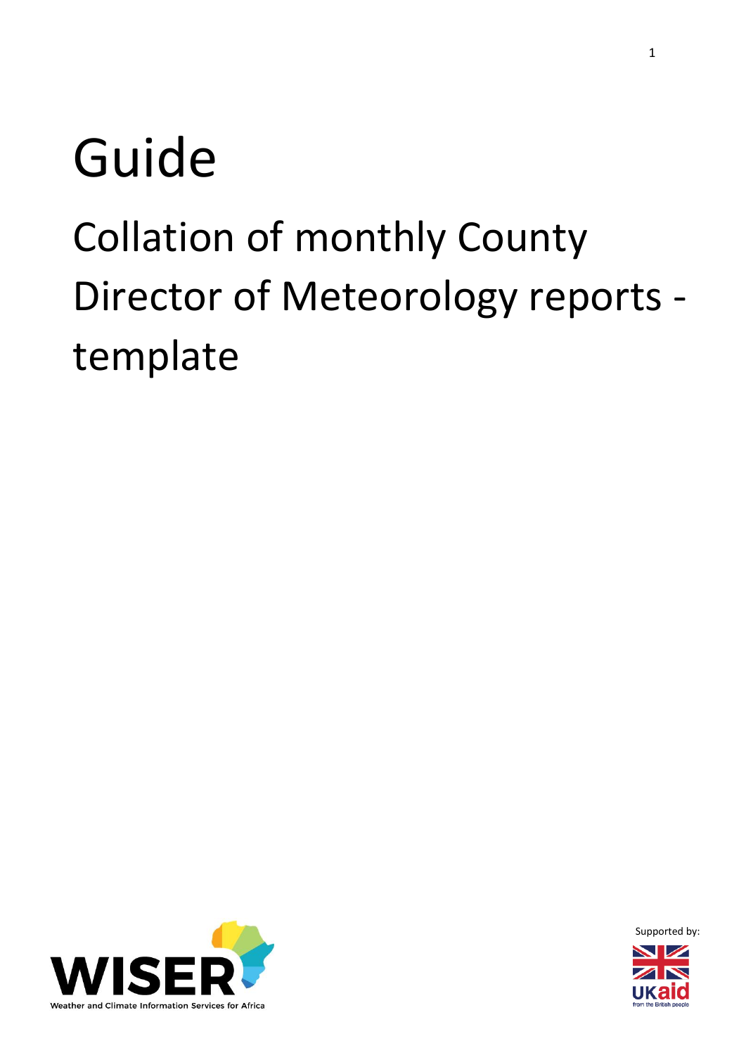# Guide

## Collation of monthly County Director of Meteorology reports - template

WISER

Weather and Climate Information Services for Africa

Supported by:

UKaid from the British people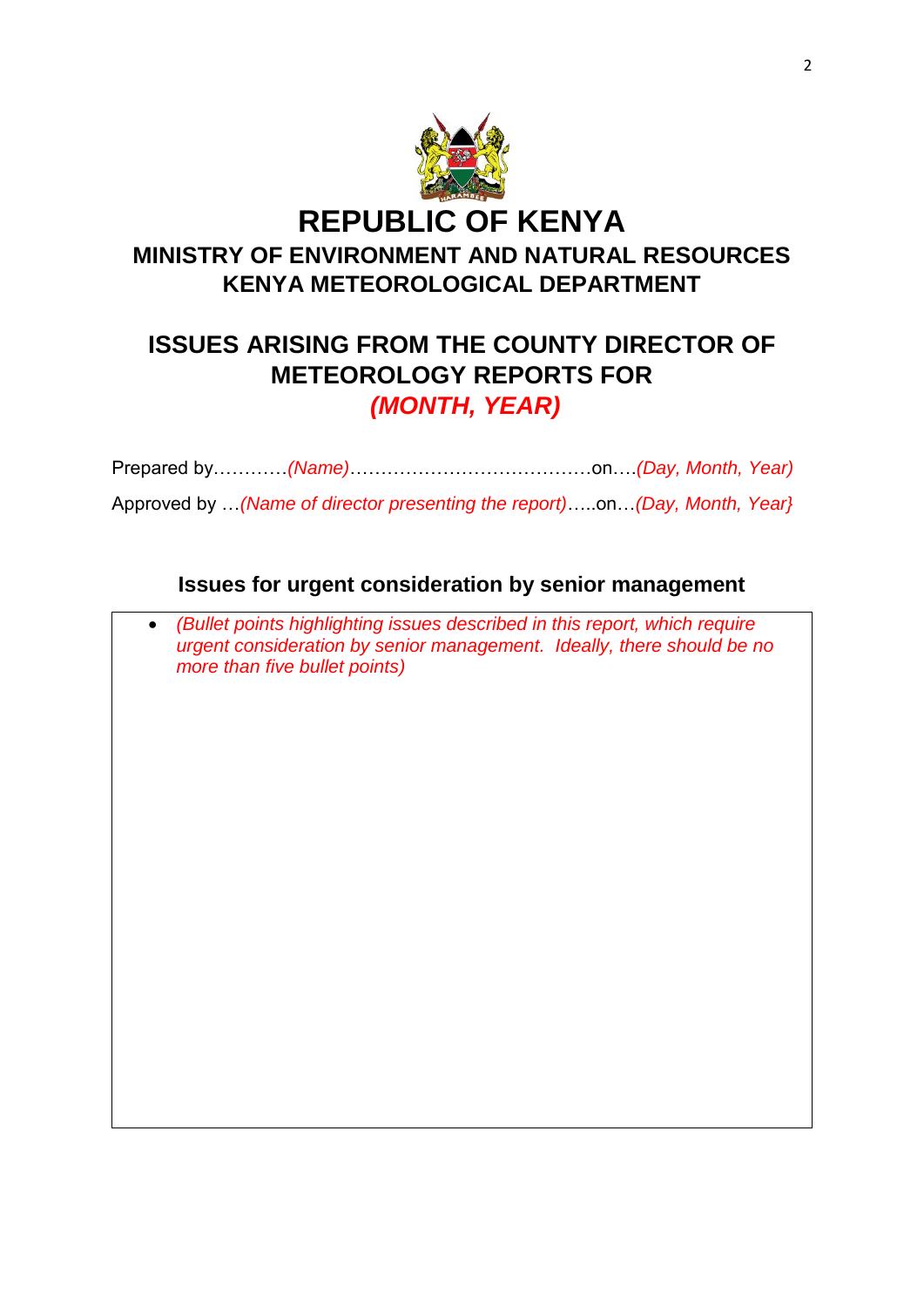# REPUBLIC OF KENYA

## MINISTRY OF ENVIRONMENT AND NATURAL RESOURCES
## KENYA METEOROLOGICAL DEPARTMENT

## ISSUES ARISING FROM THE COUNTY DIRECTOR OF METEOROLOGY REPORTS FOR
## *(MONTH, YEAR)*

Prepared by…………*(Name)*…………………………………on….*(Day, Month, Year)*

Approved by …*(Name of director presenting the report)*…..on…*(Day, Month, Year}*

### Issues for urgent consideration by senior management

- *(Bullet points highlighting issues described in this report, which require urgent consideration by senior management. Ideally, there should be no more than five bullet points)*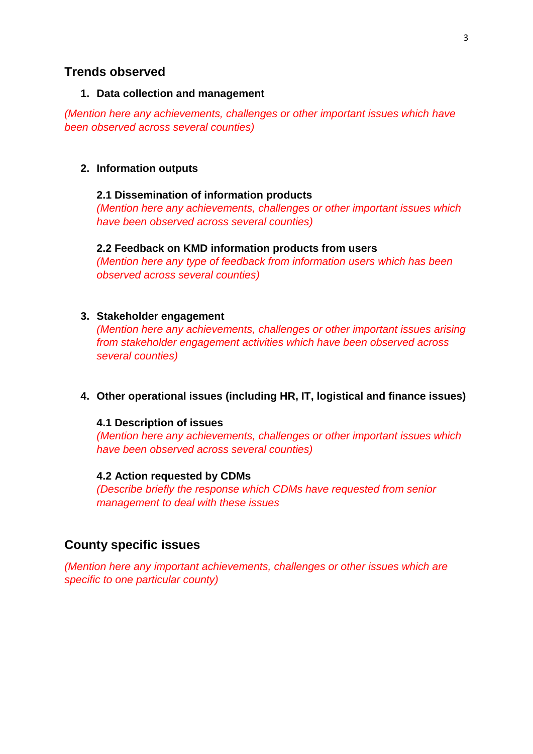## Trends observed

1. **Data collection and management**

*(Mention here any achievements, challenges or other important issues which have been observed across several counties)*

2. **Information outputs**

   **2.1 Dissemination of information products**
   *(Mention here any achievements, challenges or other important issues which have been observed across several counties)*

   **2.2 Feedback on KMD information products from users**
   *(Mention here any type of feedback from information users which has been observed across several counties)*

3. **Stakeholder engagement**
   *(Mention here any achievements, challenges or other important issues arising from stakeholder engagement activities which have been observed across several counties)*

4. **Other operational issues (including HR, IT, logistical and finance issues)**

   **4.1 Description of issues**
   *(Mention here any achievements, challenges or other important issues which have been observed across several counties)*

   **4.2 Action requested by CDMs**
   *(Describe briefly the response which CDMs have requested from senior management to deal with these issues*

## County specific issues

*(Mention here any important achievements, challenges or other issues which are specific to one particular county)*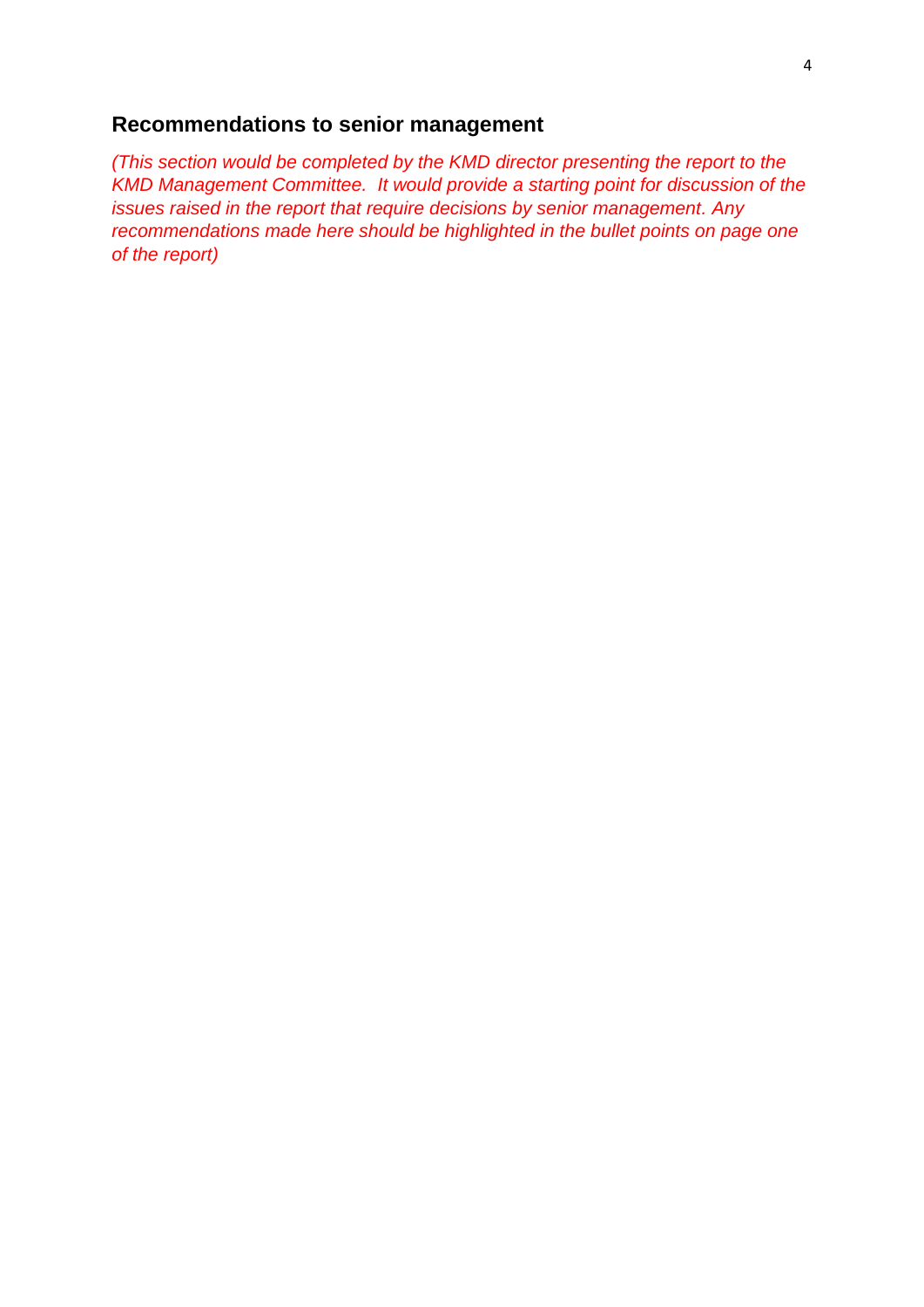## Recommendations to senior management

*(This section would be completed by the KMD director presenting the report to the KMD Management Committee.  It would provide a starting point for discussion of the issues raised in the report that require decisions by senior management. Any recommendations made here should be highlighted in the bullet points on page one of the report)*